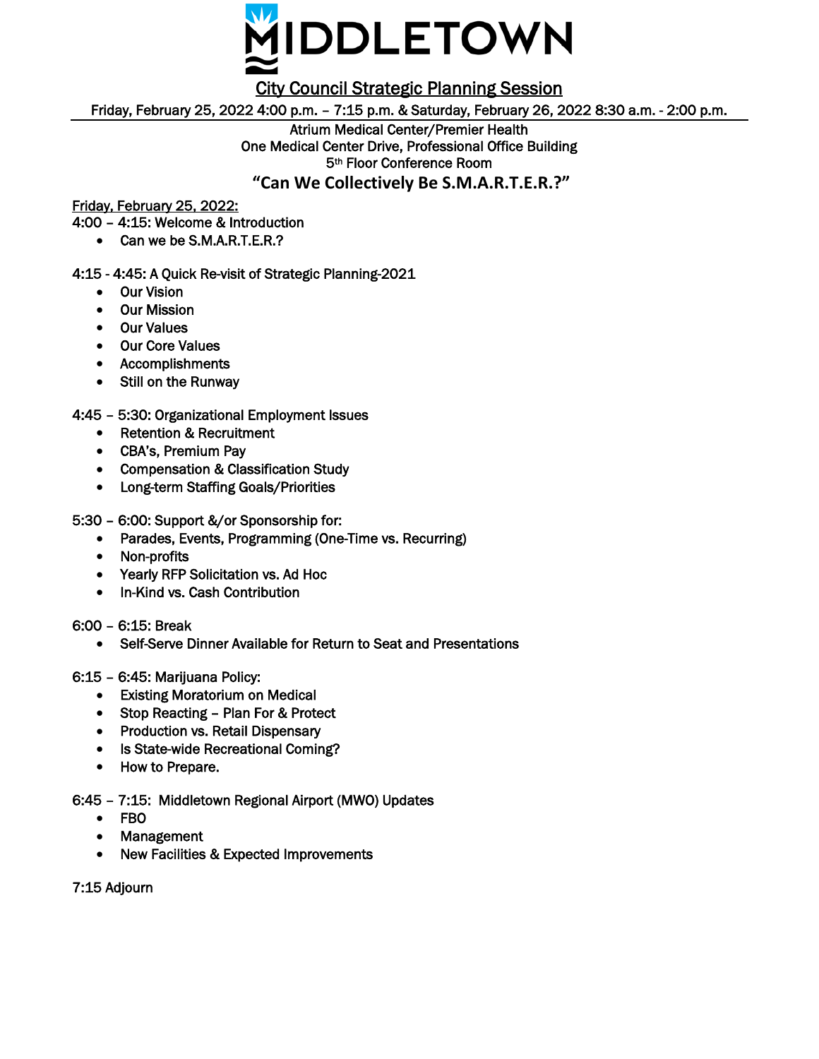# MIDDLETOWN

## City Council Strategic Planning Session

Friday, February 25, 2022 4:00 p.m. – 7:15 p.m. & Saturday, February 26, 2022 8:30 a.m. - 2:00 p.m.

Atrium Medical Center/Premier Health
One Medical Center Drive, Professional Office Building
5th Floor Conference Room

### "Can We Collectively Be S.M.A.R.T.E.R.?"

Friday, February 25, 2022:

4:00 – 4:15: Welcome & Introduction

- Can we be S.M.A.R.T.E.R.?

4:15 - 4:45: A Quick Re-visit of Strategic Planning-2021

- Our Vision
- Our Mission
- Our Values
- Our Core Values
- Accomplishments
- Still on the Runway

4:45 – 5:30: Organizational Employment Issues

- Retention & Recruitment
- CBA's, Premium Pay
- Compensation & Classification Study
- Long-term Staffing Goals/Priorities

5:30 – 6:00: Support &/or Sponsorship for:

- Parades, Events, Programming (One-Time vs. Recurring)
- Non-profits
- Yearly RFP Solicitation vs. Ad Hoc
- In-Kind vs. Cash Contribution

6:00 – 6:15: Break

- Self-Serve Dinner Available for Return to Seat and Presentations

6:15 – 6:45: Marijuana Policy:

- Existing Moratorium on Medical
- Stop Reacting – Plan For & Protect
- Production vs. Retail Dispensary
- Is State-wide Recreational Coming?
- How to Prepare.

6:45 – 7:15: Middletown Regional Airport (MWO) Updates

- FBO
- Management
- New Facilities & Expected Improvements

7:15 Adjourn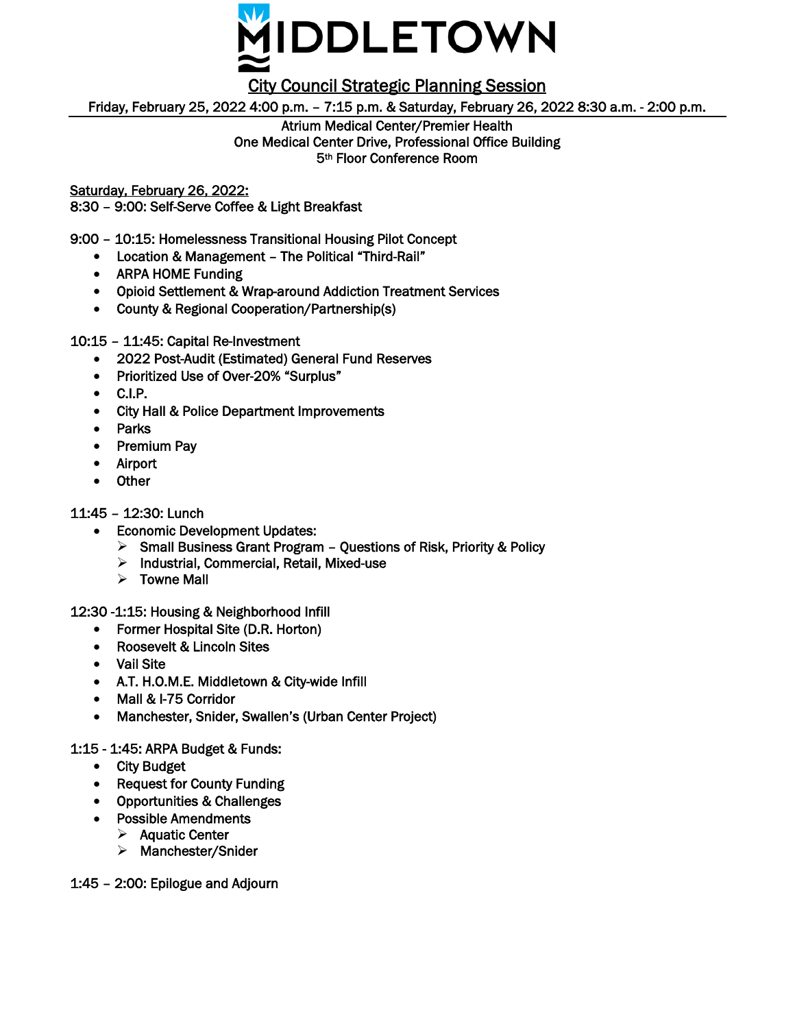# MIDDLETOWN

## City Council Strategic Planning Session

Friday, February 25, 2022 4:00 p.m. – 7:15 p.m. & Saturday, February 26, 2022 8:30 a.m. - 2:00 p.m.

Atrium Medical Center/Premier Health
One Medical Center Drive, Professional Office Building
5th Floor Conference Room

Saturday, February 26, 2022:

8:30 – 9:00: Self-Serve Coffee & Light Breakfast

9:00 – 10:15: Homelessness Transitional Housing Pilot Concept

- Location & Management – The Political "Third-Rail"
- ARPA HOME Funding
- Opioid Settlement & Wrap-around Addiction Treatment Services
- County & Regional Cooperation/Partnership(s)

10:15 – 11:45: Capital Re-Investment

- 2022 Post-Audit (Estimated) General Fund Reserves
- Prioritized Use of Over-20% "Surplus"
- C.I.P.
- City Hall & Police Department Improvements
- Parks
- Premium Pay
- Airport
- Other

11:45 – 12:30: Lunch

- Economic Development Updates:
  - Small Business Grant Program – Questions of Risk, Priority & Policy
  - Industrial, Commercial, Retail, Mixed-use
  - Towne Mall

12:30 -1:15: Housing & Neighborhood Infill

- Former Hospital Site (D.R. Horton)
- Roosevelt & Lincoln Sites
- Vail Site
- A.T. H.O.M.E. Middletown & City-wide Infill
- Mall & I-75 Corridor
- Manchester, Snider, Swallen's (Urban Center Project)

1:15 - 1:45: ARPA Budget & Funds:

- City Budget
- Request for County Funding
- Opportunities & Challenges
- Possible Amendments
  - Aquatic Center
  - Manchester/Snider

1:45 – 2:00: Epilogue and Adjourn